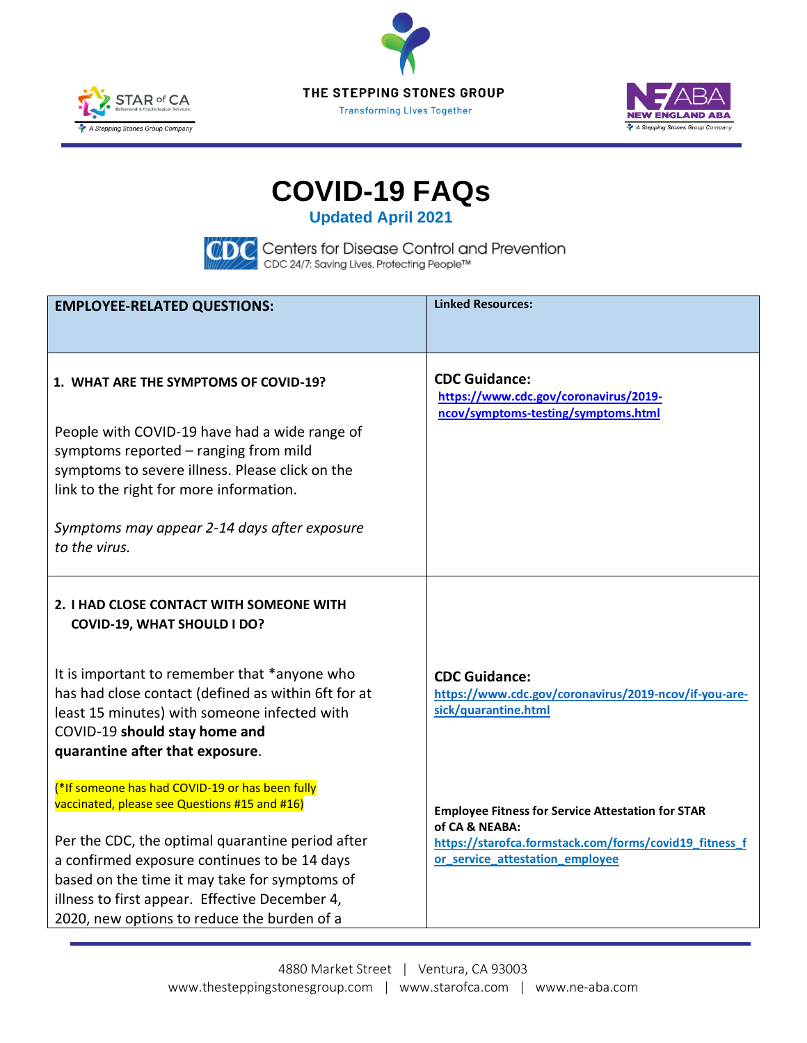THE STEPPING STONES GROUP

Transforming Lives Together

# COVID-19 FAQs

## Updated April 2021

Centers for Disease Control and Prevention
CDC 24/7: Saving Lives, Protecting People™

| **EMPLOYEE-RELATED QUESTIONS:** | **Linked Resources:** |
|---|---|
| **1. WHAT ARE THE SYMPTOMS OF COVID-19?**<br><br>People with COVID-19 have had a wide range of symptoms reported – ranging from mild symptoms to severe illness. Please click on the link to the right for more information.<br><br>*Symptoms may appear 2-14 days after exposure to the virus.* | **CDC Guidance:**<br>**https://www.cdc.gov/coronavirus/2019-ncov/symptoms-testing/symptoms.html** |
| **2. I HAD CLOSE CONTACT WITH SOMEONE WITH COVID-19, WHAT SHOULD I DO?**<br><br>It is important to remember that *anyone who has had close contact (defined as within 6ft for at least 15 minutes) with someone infected with COVID-19 **should stay home and quarantine after that exposure**.<br><br>(*If someone has had COVID-19 or has been fully vaccinated, please see Questions #15 and #16)<br><br>Per the CDC, the optimal quarantine period after a confirmed exposure continues to be 14 days based on the time it may take for symptoms of illness to first appear. Effective December 4, 2020, new options to reduce the burden of a | **CDC Guidance:**<br>**https://www.cdc.gov/coronavirus/2019-ncov/if-you-are-sick/quarantine.html**<br><br>**Employee Fitness for Service Attestation for STAR of CA & NEABA:**<br>**https://starofca.formstack.com/forms/covid19_fitness_for_service_attestation_employee** |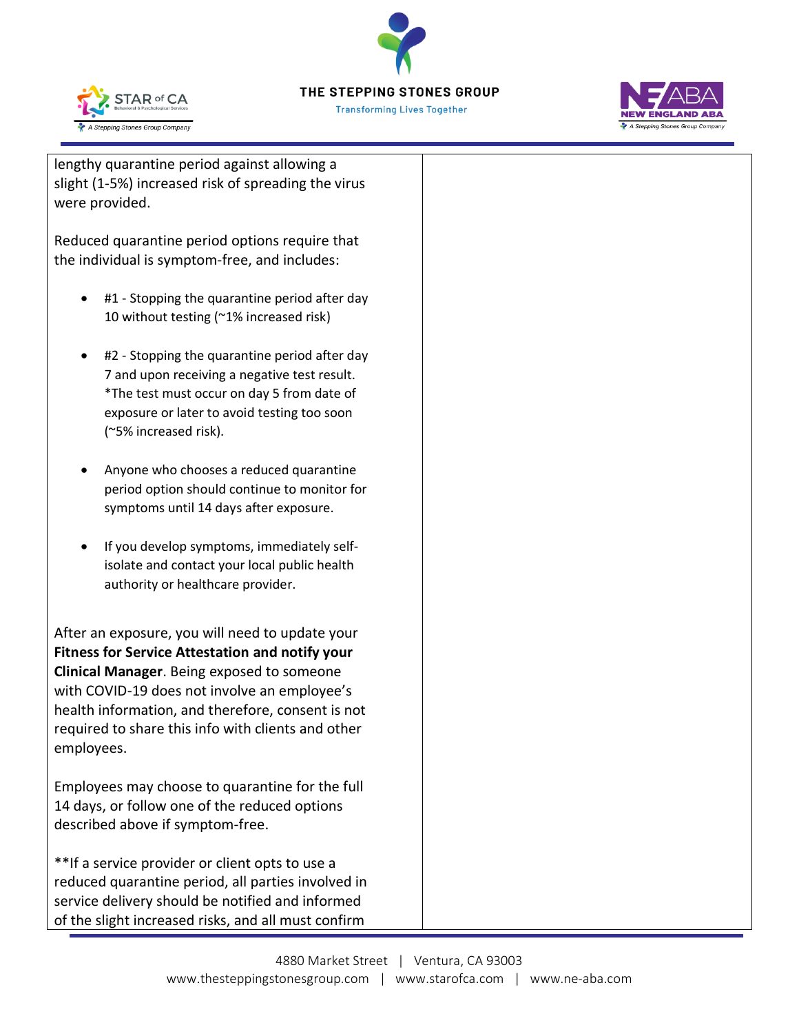lengthy quarantine period against allowing a slight (1-5%) increased risk of spreading the virus were provided.

Reduced quarantine period options require that the individual is symptom-free, and includes:

- #1 - Stopping the quarantine period after day 10 without testing (~1% increased risk)
- #2 - Stopping the quarantine period after day 7 and upon receiving a negative test result. *The test must occur on day 5 from date of exposure or later to avoid testing too soon (~5% increased risk).
- Anyone who chooses a reduced quarantine period option should continue to monitor for symptoms until 14 days after exposure.
- If you develop symptoms, immediately self-isolate and contact your local public health authority or healthcare provider.

After an exposure, you will need to update your **Fitness for Service Attestation and notify your Clinical Manager**. Being exposed to someone with COVID-19 does not involve an employee's health information, and therefore, consent is not required to share this info with clients and other employees.

Employees may choose to quarantine for the full 14 days, or follow one of the reduced options described above if symptom-free.

**If a service provider or client opts to use a reduced quarantine period, all parties involved in service delivery should be notified and informed of the slight increased risks, and all must confirm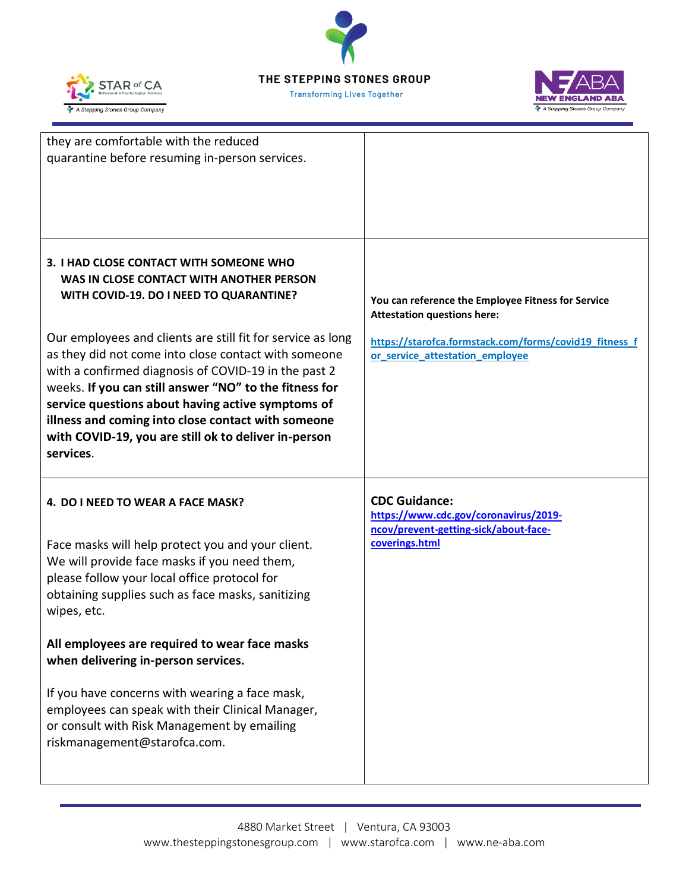| | |
|---|---|
| they are comfortable with the reduced quarantine before resuming in-person services. | |
| **3. I HAD CLOSE CONTACT WITH SOMEONE WHO WAS IN CLOSE CONTACT WITH ANOTHER PERSON WITH COVID-19. DO I NEED TO QUARANTINE?**<br><br>Our employees and clients are still fit for service as long as they did not come into close contact with someone with a confirmed diagnosis of COVID-19 in the past 2 weeks. **If you can still answer "NO" to the fitness for service questions about having active symptoms of illness and coming into close contact with someone with COVID-19, you are still ok to deliver in-person services**. | **You can reference the Employee Fitness for Service Attestation questions here:**<br><br>**https://starofca.formstack.com/forms/covid19_fitness_for_service_attestation_employee** |
| **4. DO I NEED TO WEAR A FACE MASK?**<br><br>Face masks will help protect you and your client. We will provide face masks if you need them, please follow your local office protocol for obtaining supplies such as face masks, sanitizing wipes, etc.<br><br>**All employees are required to wear face masks when delivering in-person services.**<br><br>If you have concerns with wearing a face mask, employees can speak with their Clinical Manager, or consult with Risk Management by emailing riskmanagement@starofca.com. | **CDC Guidance:**<br>**https://www.cdc.gov/coronavirus/2019-ncov/prevent-getting-sick/about-face-coverings.html** |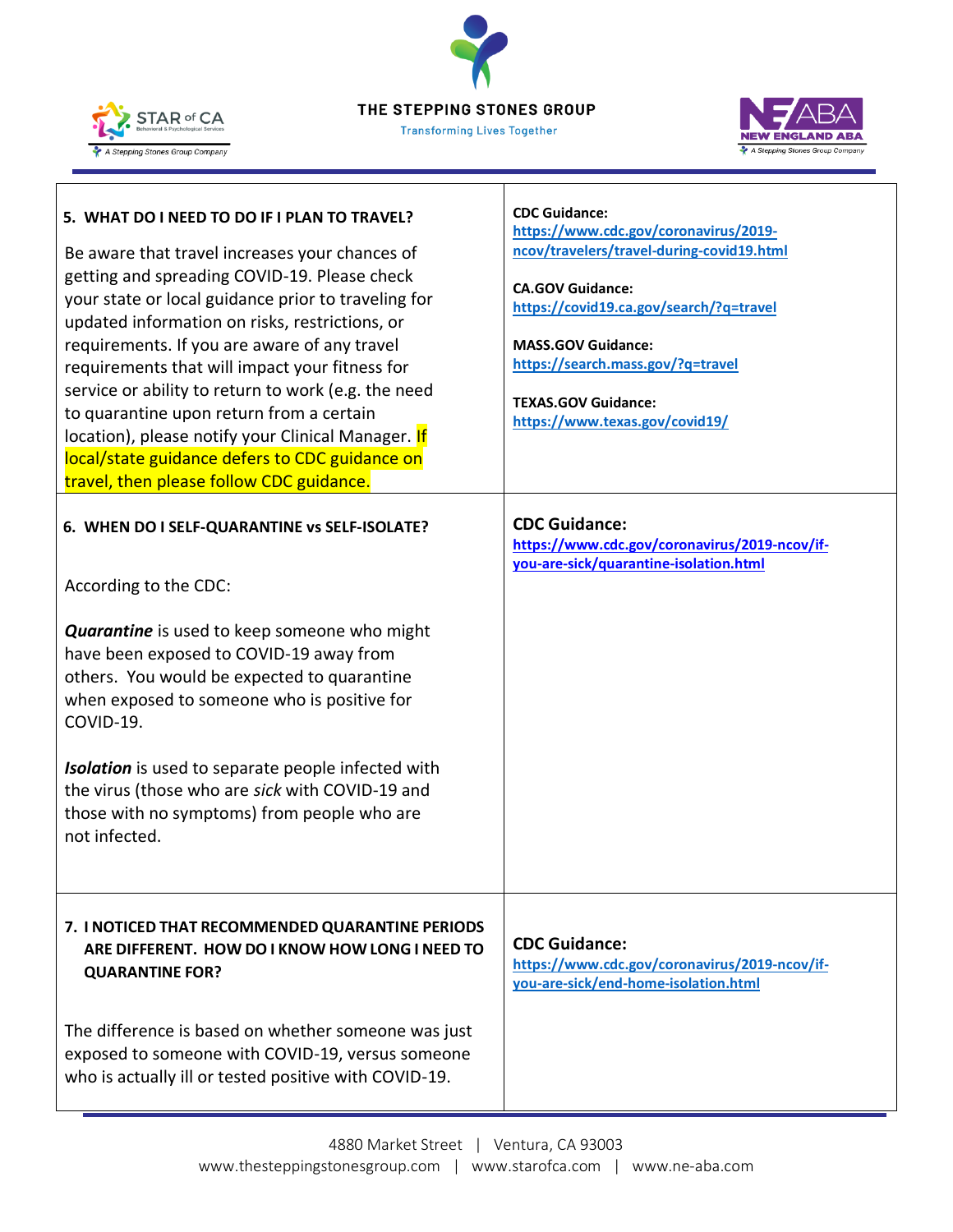| | |
|---|---|
| **5. WHAT DO I NEED TO DO IF I PLAN TO TRAVEL?**<br><br>Be aware that travel increases your chances of getting and spreading COVID-19. Please check your state or local guidance prior to traveling for updated information on risks, restrictions, or requirements. If you are aware of any travel requirements that will impact your fitness for service or ability to return to work (e.g. the need to quarantine upon return from a certain location), please notify your Clinical Manager. If local/state guidance defers to CDC guidance on travel, then please follow CDC guidance. | **CDC Guidance:**<br>https://www.cdc.gov/coronavirus/2019-ncov/travelers/travel-during-covid19.html<br><br>**CA.GOV Guidance:**<br>https://covid19.ca.gov/search/?q=travel<br><br>**MASS.GOV Guidance:**<br>https://search.mass.gov/?q=travel<br><br>**TEXAS.GOV Guidance:**<br>https://www.texas.gov/covid19/ |
| **6. WHEN DO I SELF-QUARANTINE vs SELF-ISOLATE?**<br><br>According to the CDC:<br><br>***Quarantine*** is used to keep someone who might have been exposed to COVID-19 away from others. You would be expected to quarantine when exposed to someone who is positive for COVID-19.<br><br>***Isolation*** is used to separate people infected with the virus (those who are *sick* with COVID-19 and those with no symptoms) from people who are not infected. | **CDC Guidance:**<br>https://www.cdc.gov/coronavirus/2019-ncov/if-you-are-sick/quarantine-isolation.html |
| **7. I NOTICED THAT RECOMMENDED QUARANTINE PERIODS ARE DIFFERENT. HOW DO I KNOW HOW LONG I NEED TO QUARANTINE FOR?**<br><br>The difference is based on whether someone was just exposed to someone with COVID-19, versus someone who is actually ill or tested positive with COVID-19. | **CDC Guidance:**<br>https://www.cdc.gov/coronavirus/2019-ncov/if-you-are-sick/end-home-isolation.html |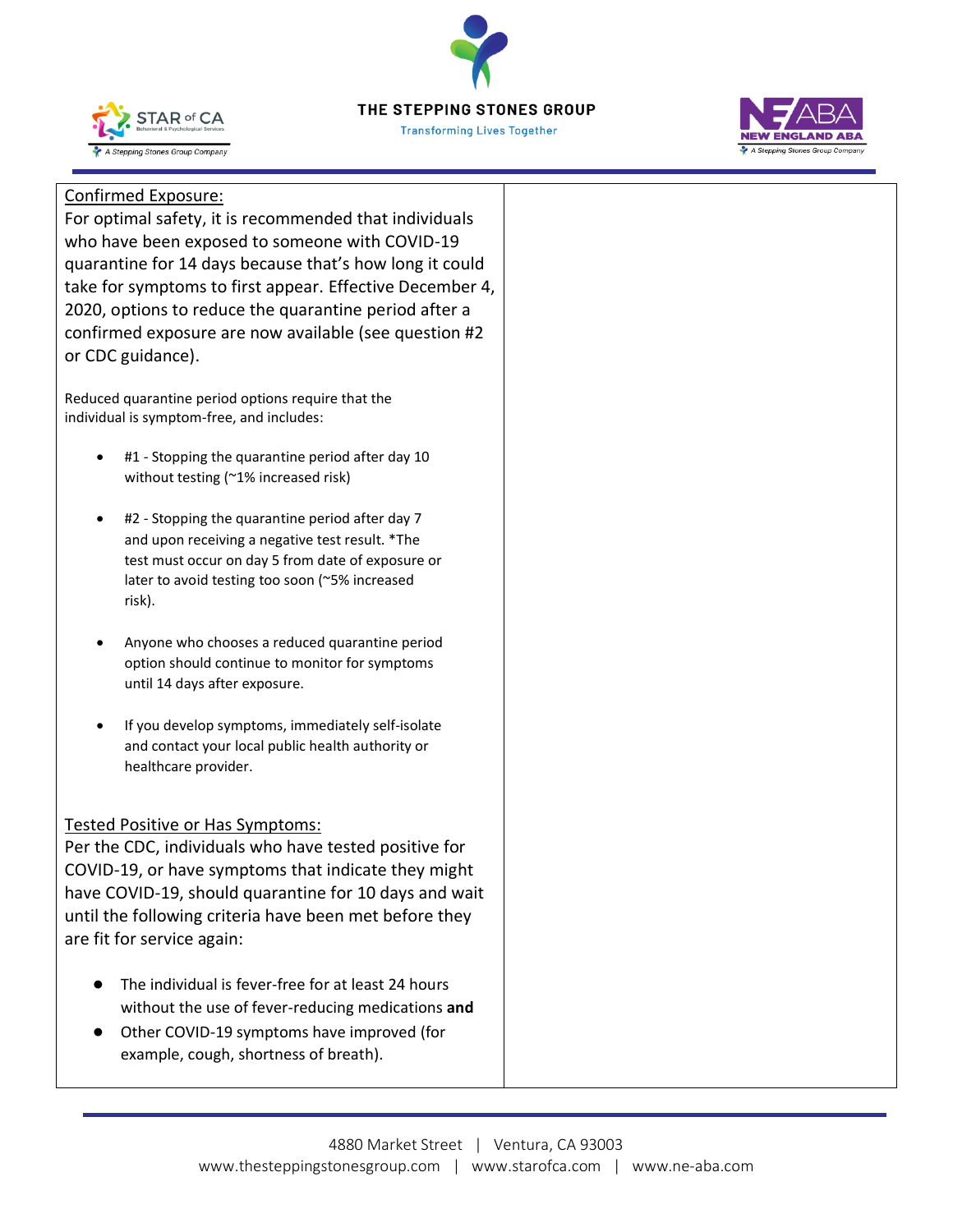Confirmed Exposure:

For optimal safety, it is recommended that individuals who have been exposed to someone with COVID-19 quarantine for 14 days because that's how long it could take for symptoms to first appear. Effective December 4, 2020, options to reduce the quarantine period after a confirmed exposure are now available (see question #2 or CDC guidance).

Reduced quarantine period options require that the individual is symptom-free, and includes:

- #1 - Stopping the quarantine period after day 10 without testing (~1% increased risk)
- #2 - Stopping the quarantine period after day 7 and upon receiving a negative test result. *The test must occur on day 5 from date of exposure or later to avoid testing too soon (~5% increased risk).
- Anyone who chooses a reduced quarantine period option should continue to monitor for symptoms until 14 days after exposure.
- If you develop symptoms, immediately self-isolate and contact your local public health authority or healthcare provider.

Tested Positive or Has Symptoms:

Per the CDC, individuals who have tested positive for COVID-19, or have symptoms that indicate they might have COVID-19, should quarantine for 10 days and wait until the following criteria have been met before they are fit for service again:

- The individual is fever-free for at least 24 hours without the use of fever-reducing medications **and**
- Other COVID-19 symptoms have improved (for example, cough, shortness of breath).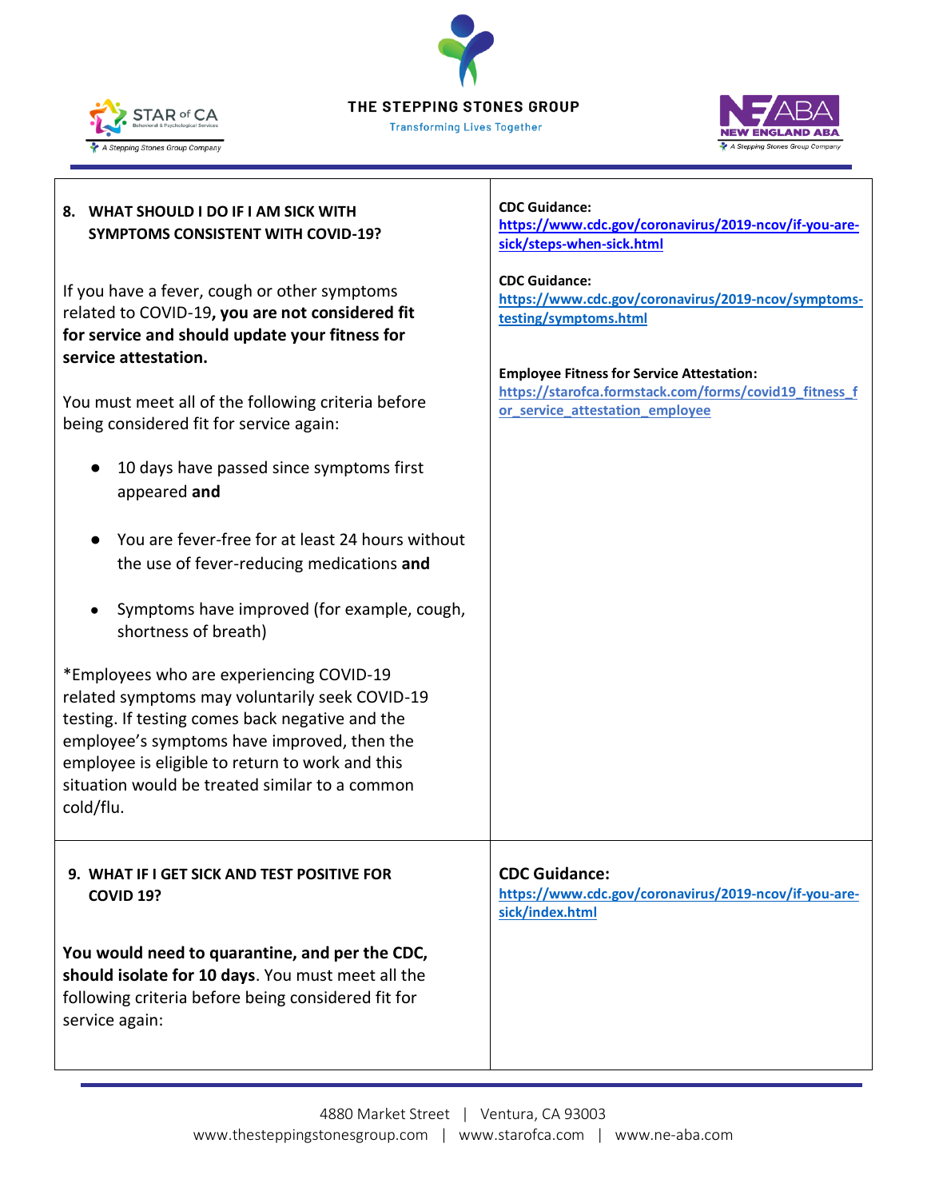| | |
|---|---|
| **8. WHAT SHOULD I DO IF I AM SICK WITH SYMPTOMS CONSISTENT WITH COVID-19?**<br><br>If you have a fever, cough or other symptoms related to COVID-19**, you are not considered fit for service and should update your fitness for service attestation.**<br><br>You must meet all of the following criteria before being considered fit for service again:<br><br>● 10 days have passed since symptoms first appeared **and**<br><br>● You are fever-free for at least 24 hours without the use of fever-reducing medications **and**<br><br>● Symptoms have improved (for example, cough, shortness of breath)<br><br>*Employees who are experiencing COVID-19 related symptoms may voluntarily seek COVID-19 testing. If testing comes back negative and the employee's symptoms have improved, then the employee is eligible to return to work and this situation would be treated similar to a common cold/flu. | **CDC Guidance:**<br>https://www.cdc.gov/coronavirus/2019-ncov/if-you-are-sick/steps-when-sick.html<br><br>**CDC Guidance:**<br>https://www.cdc.gov/coronavirus/2019-ncov/symptoms-testing/symptoms.html<br><br>**Employee Fitness for Service Attestation:**<br>https://starofca.formstack.com/forms/covid19_fitness_for_service_attestation_employee |
| **9. WHAT IF I GET SICK AND TEST POSITIVE FOR COVID 19?**<br><br>**You would need to quarantine, and per the CDC, should isolate for 10 days**. You must meet all the following criteria before being considered fit for service again: | **CDC Guidance:**<br>https://www.cdc.gov/coronavirus/2019-ncov/if-you-are-sick/index.html |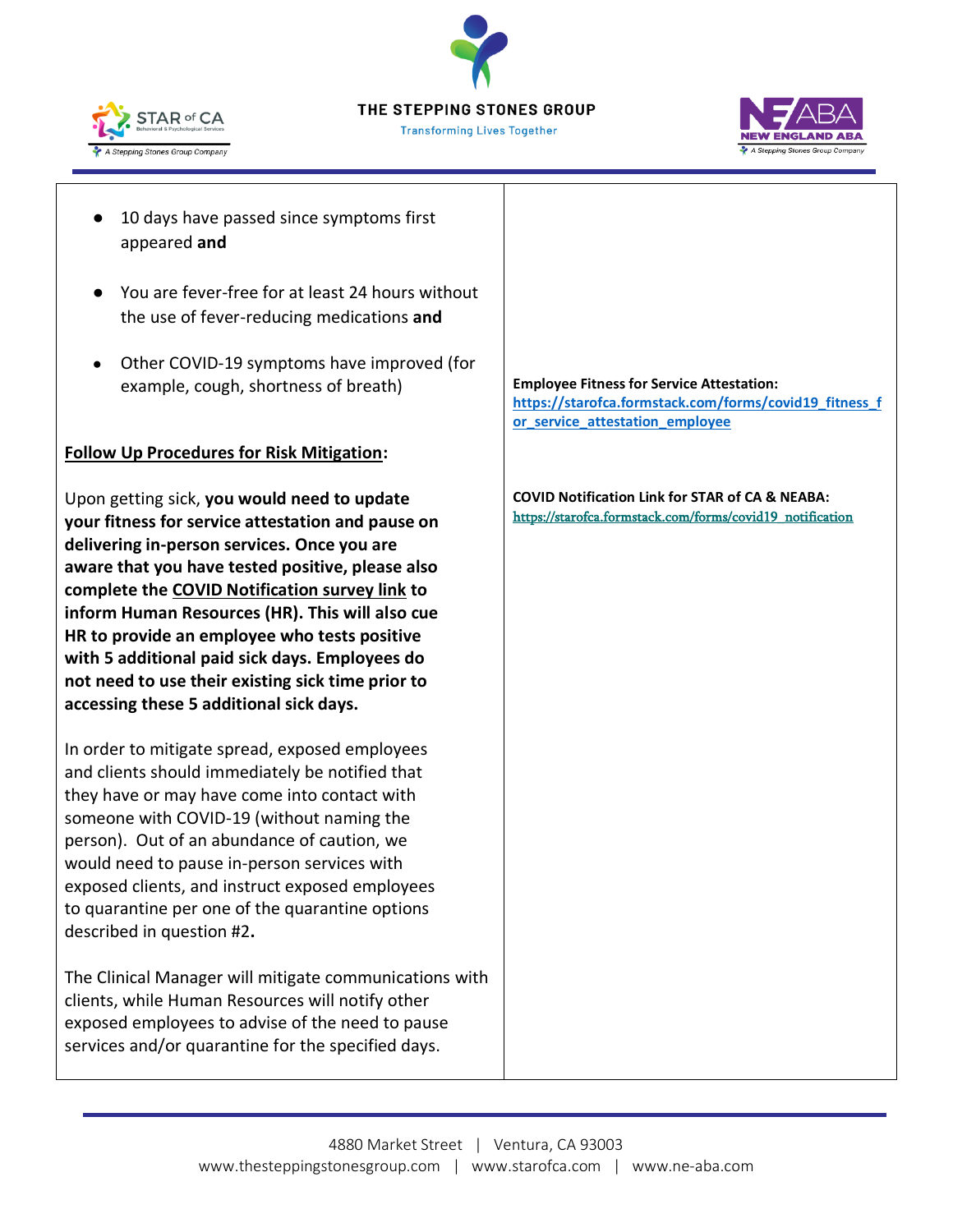- 10 days have passed since symptoms first appeared **and**
- You are fever-free for at least 24 hours without the use of fever-reducing medications **and**
- Other COVID-19 symptoms have improved (for example, cough, shortness of breath)

**<u>Follow Up Procedures for Risk Mitigation</u>:**

Upon getting sick, **you would need to update your fitness for service attestation and pause on delivering in-person services. Once you are aware that you have tested positive, please also complete the <u>COVID Notification survey link</u> to inform Human Resources (HR). This will also cue HR to provide an employee who tests positive with 5 additional paid sick days. Employees do not need to use their existing sick time prior to accessing these 5 additional sick days.**

In order to mitigate spread, exposed employees and clients should immediately be notified that they have or may have come into contact with someone with COVID-19 (without naming the person). Out of an abundance of caution, we would need to pause in-person services with exposed clients, and instruct exposed employees to quarantine per one of the quarantine options described in question #2**.**

The Clinical Manager will mitigate communications with clients, while Human Resources will notify other exposed employees to advise of the need to pause services and/or quarantine for the specified days.

**Employee Fitness for Service Attestation:**
**https://starofca.formstack.com/forms/covid19_fitness_for_service_attestation_employee**

**COVID Notification Link for STAR of CA & NEABA:**
https://starofca.formstack.com/forms/covid19_notification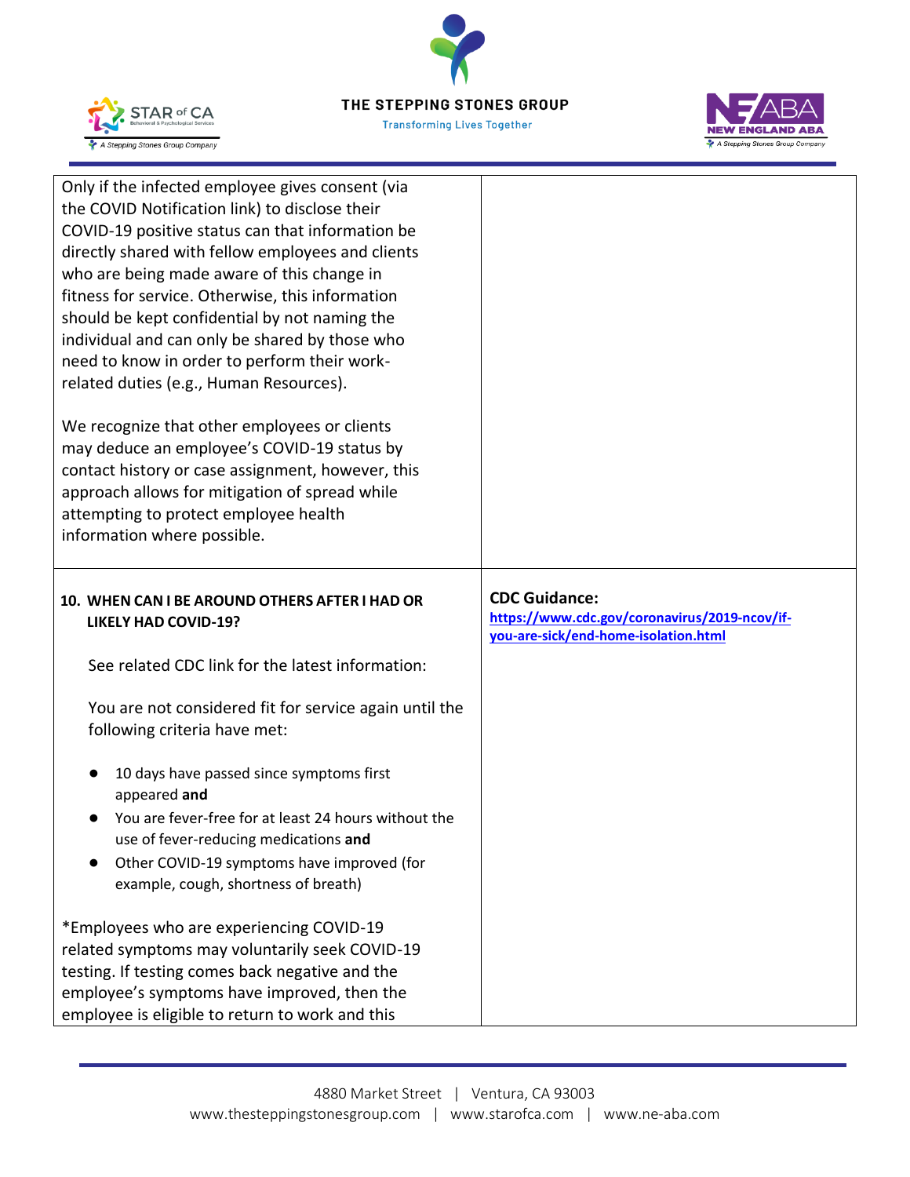| | |
|---|---|
| Only if the infected employee gives consent (via the COVID Notification link) to disclose their COVID-19 positive status can that information be directly shared with fellow employees and clients who are being made aware of this change in fitness for service. Otherwise, this information should be kept confidential by not naming the individual and can only be shared by those who need to know in order to perform their work-related duties (e.g., Human Resources).<br><br>We recognize that other employees or clients may deduce an employee's COVID-19 status by contact history or case assignment, however, this approach allows for mitigation of spread while attempting to protect employee health information where possible. | |
| **10. WHEN CAN I BE AROUND OTHERS AFTER I HAD OR LIKELY HAD COVID-19?**<br><br>See related CDC link for the latest information:<br><br>You are not considered fit for service again until the following criteria have met:<br><br>• 10 days have passed since symptoms first appeared **and**<br>• You are fever-free for at least 24 hours without the use of fever-reducing medications **and**<br>• Other COVID-19 symptoms have improved (for example, cough, shortness of breath)<br><br>*Employees who are experiencing COVID-19 related symptoms may voluntarily seek COVID-19 testing. If testing comes back negative and the employee's symptoms have improved, then the employee is eligible to return to work and this | **CDC Guidance:**<br>https://www.cdc.gov/coronavirus/2019-ncov/if-you-are-sick/end-home-isolation.html |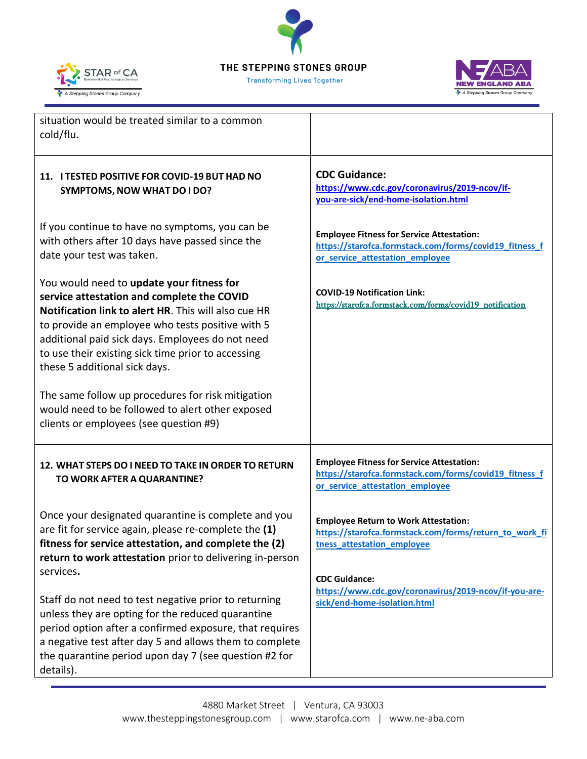| | |
|---|---|
| situation would be treated similar to a common cold/flu. | |
| **11. I TESTED POSITIVE FOR COVID-19 BUT HAD NO SYMPTOMS, NOW WHAT DO I DO?**<br><br>If you continue to have no symptoms, you can be with others after 10 days have passed since the date your test was taken.<br><br>You would need to **update your fitness for service attestation and complete the COVID Notification link to alert HR**. This will also cue HR to provide an employee who tests positive with 5 additional paid sick days. Employees do not need to use their existing sick time prior to accessing these 5 additional sick days.<br><br>The same follow up procedures for risk mitigation would need to be followed to alert other exposed clients or employees (see question #9) | **CDC Guidance:**<br>https://www.cdc.gov/coronavirus/2019-ncov/if-you-are-sick/end-home-isolation.html<br><br>**Employee Fitness for Service Attestation:**<br>https://starofca.formstack.com/forms/covid19_fitness_for_service_attestation_employee<br><br>**COVID-19 Notification Link:**<br>https://starofca.formstack.com/forms/covid19_notification |
| **12. WHAT STEPS DO I NEED TO TAKE IN ORDER TO RETURN TO WORK AFTER A QUARANTINE?**<br><br>Once your designated quarantine is complete and you are fit for service again, please re-complete the **(1) fitness for service attestation, and complete the (2) return to work attestation** prior to delivering in-person services.<br><br>Staff do not need to test negative prior to returning unless they are opting for the reduced quarantine period option after a confirmed exposure, that requires a negative test after day 5 and allows them to complete the quarantine period upon day 7 (see question #2 for details). | **Employee Fitness for Service Attestation:**<br>https://starofca.formstack.com/forms/covid19_fitness_for_service_attestation_employee<br><br>**Employee Return to Work Attestation:**<br>https://starofca.formstack.com/forms/return_to_work_fitness_attestation_employee<br><br>**CDC Guidance:**<br>https://www.cdc.gov/coronavirus/2019-ncov/if-you-are-sick/end-home-isolation.html |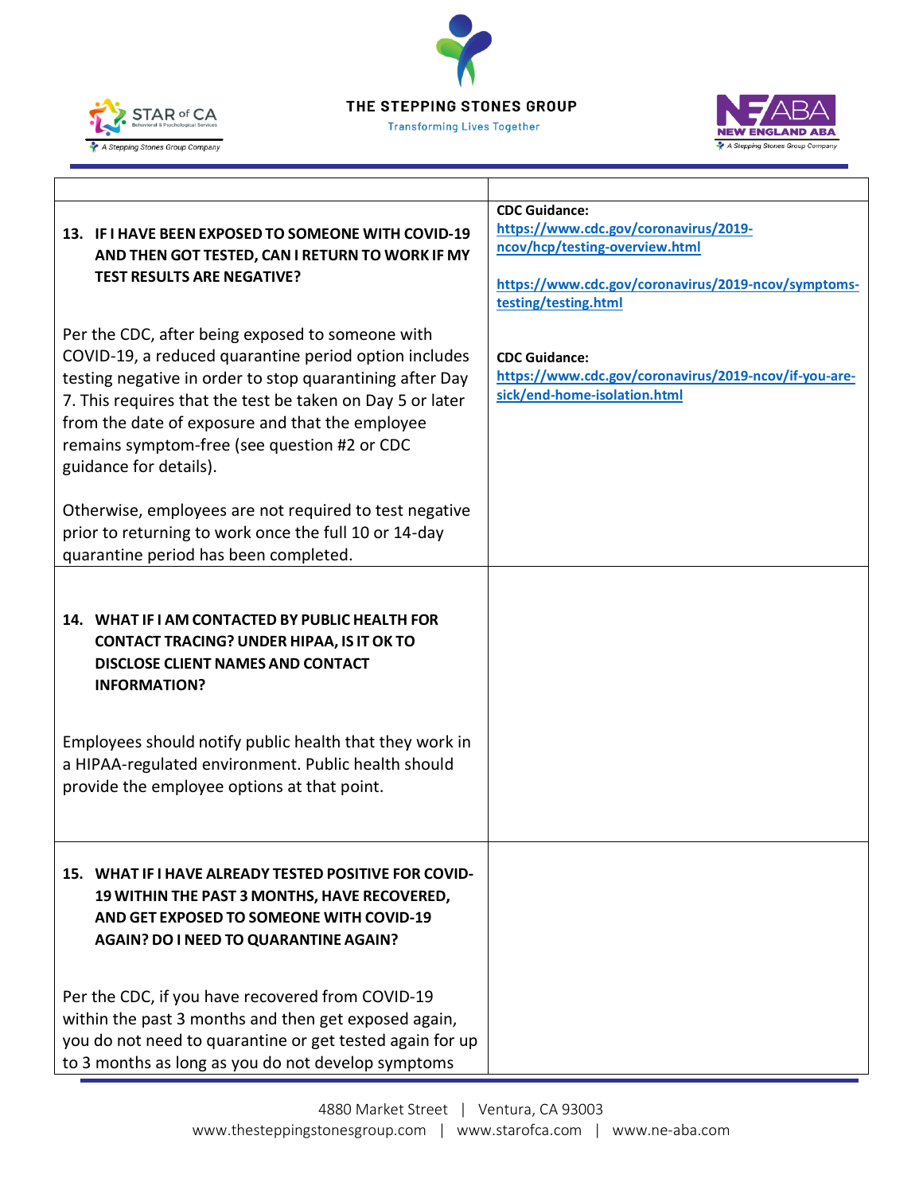| | |
|---|---|
| **13. IF I HAVE BEEN EXPOSED TO SOMEONE WITH COVID-19 AND THEN GOT TESTED, CAN I RETURN TO WORK IF MY TEST RESULTS ARE NEGATIVE?**<br><br>Per the CDC, after being exposed to someone with COVID-19, a reduced quarantine period option includes testing negative in order to stop quarantining after Day 7. This requires that the test be taken on Day 5 or later from the date of exposure and that the employee remains symptom-free (see question #2 or CDC guidance for details).<br><br>Otherwise, employees are not required to test negative prior to returning to work once the full 10 or 14-day quarantine period has been completed. | **CDC Guidance:**<br>https://www.cdc.gov/coronavirus/2019-ncov/hcp/testing-overview.html<br><br>https://www.cdc.gov/coronavirus/2019-ncov/symptoms-testing/testing.html<br><br>**CDC Guidance:**<br>https://www.cdc.gov/coronavirus/2019-ncov/if-you-are-sick/end-home-isolation.html |
| **14. WHAT IF I AM CONTACTED BY PUBLIC HEALTH FOR CONTACT TRACING? UNDER HIPAA, IS IT OK TO DISCLOSE CLIENT NAMES AND CONTACT INFORMATION?**<br><br>Employees should notify public health that they work in a HIPAA-regulated environment. Public health should provide the employee options at that point. | |
| **15. WHAT IF I HAVE ALREADY TESTED POSITIVE FOR COVID-19 WITHIN THE PAST 3 MONTHS, HAVE RECOVERED, AND GET EXPOSED TO SOMEONE WITH COVID-19 AGAIN? DO I NEED TO QUARANTINE AGAIN?**<br><br>Per the CDC, if you have recovered from COVID-19 within the past 3 months and then get exposed again, you do not need to quarantine or get tested again for up to 3 months as long as you do not develop symptoms | |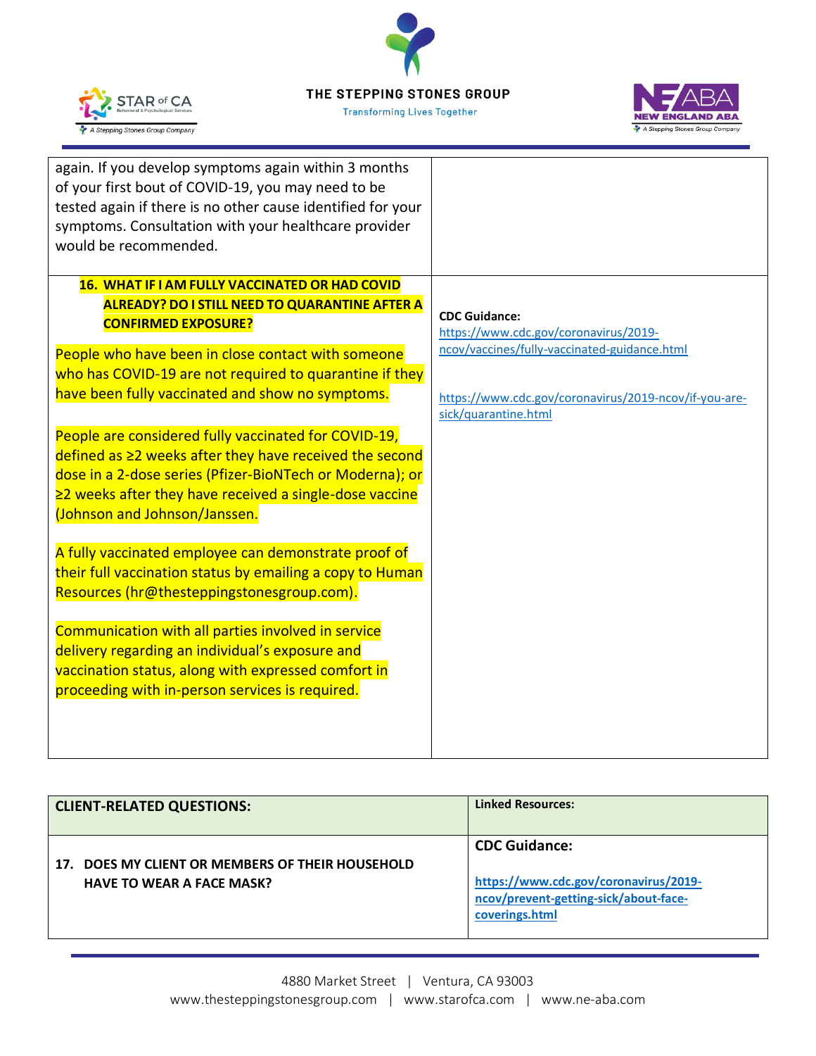| | |
|---|---|
| again. If you develop symptoms again within 3 months of your first bout of COVID-19, you may need to be tested again if there is no other cause identified for your symptoms. Consultation with your healthcare provider would be recommended. | |
| **16. WHAT IF I AM FULLY VACCINATED OR HAD COVID ALREADY? DO I STILL NEED TO QUARANTINE AFTER A CONFIRMED EXPOSURE?**<br><br>People who have been in close contact with someone who has COVID-19 are not required to quarantine if they have been fully vaccinated and show no symptoms.<br><br>People are considered fully vaccinated for COVID-19, defined as ≥2 weeks after they have received the second dose in a 2-dose series (Pfizer-BioNTech or Moderna); or ≥2 weeks after they have received a single-dose vaccine (Johnson and Johnson/Janssen.<br><br>A fully vaccinated employee can demonstrate proof of their full vaccination status by emailing a copy to Human Resources (hr@thesteppingstonesgroup.com).<br><br>Communication with all parties involved in service delivery regarding an individual's exposure and vaccination status, along with expressed comfort in proceeding with in-person services is required. | **CDC Guidance:**<br>https://www.cdc.gov/coronavirus/2019-ncov/vaccines/fully-vaccinated-guidance.html<br><br>https://www.cdc.gov/coronavirus/2019-ncov/if-you-are-sick/quarantine.html |

| CLIENT-RELATED QUESTIONS: | Linked Resources: |
|---|---|
| **17. DOES MY CLIENT OR MEMBERS OF THEIR HOUSEHOLD HAVE TO WEAR A FACE MASK?** | **CDC Guidance:**<br><br>**https://www.cdc.gov/coronavirus/2019-ncov/prevent-getting-sick/about-face-coverings.html** |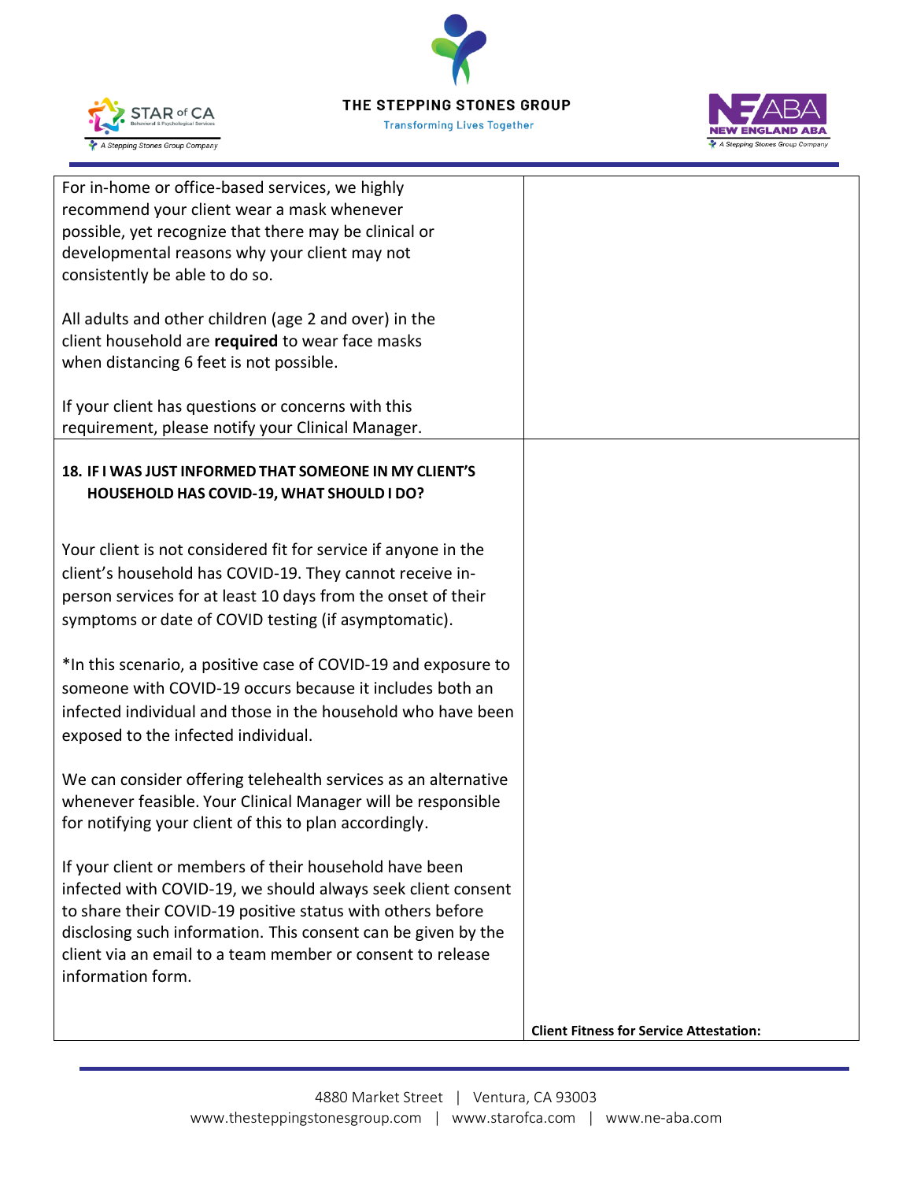| | |
|---|---|
| For in-home or office-based services, we highly recommend your client wear a mask whenever possible, yet recognize that there may be clinical or developmental reasons why your client may not consistently be able to do so.<br><br>All adults and other children (age 2 and over) in the client household are **required** to wear face masks when distancing 6 feet is not possible.<br><br>If your client has questions or concerns with this requirement, please notify your Clinical Manager. | |
| **18. IF I WAS JUST INFORMED THAT SOMEONE IN MY CLIENT'S HOUSEHOLD HAS COVID-19, WHAT SHOULD I DO?**<br><br>Your client is not considered fit for service if anyone in the client's household has COVID-19. They cannot receive in-person services for at least 10 days from the onset of their symptoms or date of COVID testing (if asymptomatic).<br><br>*In this scenario, a positive case of COVID-19 and exposure to someone with COVID-19 occurs because it includes both an infected individual and those in the household who have been exposed to the infected individual.<br><br>We can consider offering telehealth services as an alternative whenever feasible. Your Clinical Manager will be responsible for notifying your client of this to plan accordingly.<br><br>If your client or members of their household have been infected with COVID-19, we should always seek client consent to share their COVID-19 positive status with others before disclosing such information. This consent can be given by the client via an email to a team member or consent to release information form. | **Client Fitness for Service Attestation:** |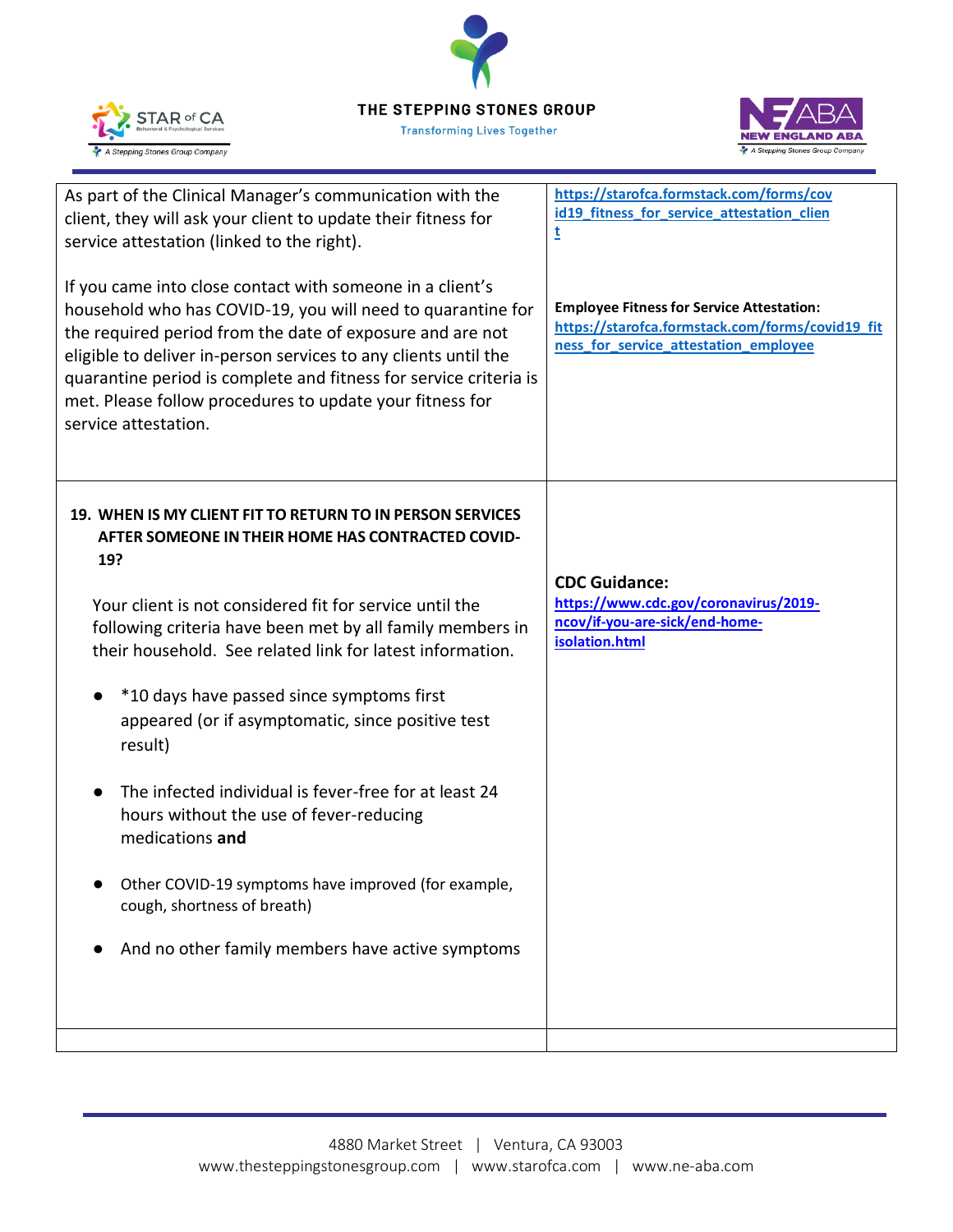| | |
|---|---|
| As part of the Clinical Manager's communication with the client, they will ask your client to update their fitness for service attestation (linked to the right).<br><br>If you came into close contact with someone in a client's household who has COVID-19, you will need to quarantine for the required period from the date of exposure and are not eligible to deliver in-person services to any clients until the quarantine period is complete and fitness for service criteria is met. Please follow procedures to update your fitness for service attestation. | https://starofca.formstack.com/forms/covid19_fitness_for_service_attestation_client<br><br>**Employee Fitness for Service Attestation:**<br>https://starofca.formstack.com/forms/covid19_fitness_for_service_attestation_employee |
| **19. WHEN IS MY CLIENT FIT TO RETURN TO IN PERSON SERVICES AFTER SOMEONE IN THEIR HOME HAS CONTRACTED COVID-19?**<br><br>Your client is not considered fit for service until the following criteria have been met by all family members in their household. See related link for latest information.<br><br>● *10 days have passed since symptoms first appeared (or if asymptomatic, since positive test result)<br><br>● The infected individual is fever-free for at least 24 hours without the use of fever-reducing medications **and**<br><br>● Other COVID-19 symptoms have improved (for example, cough, shortness of breath)<br><br>● And no other family members have active symptoms | **CDC Guidance:**<br>https://www.cdc.gov/coronavirus/2019-ncov/if-you-are-sick/end-home-isolation.html |
| | |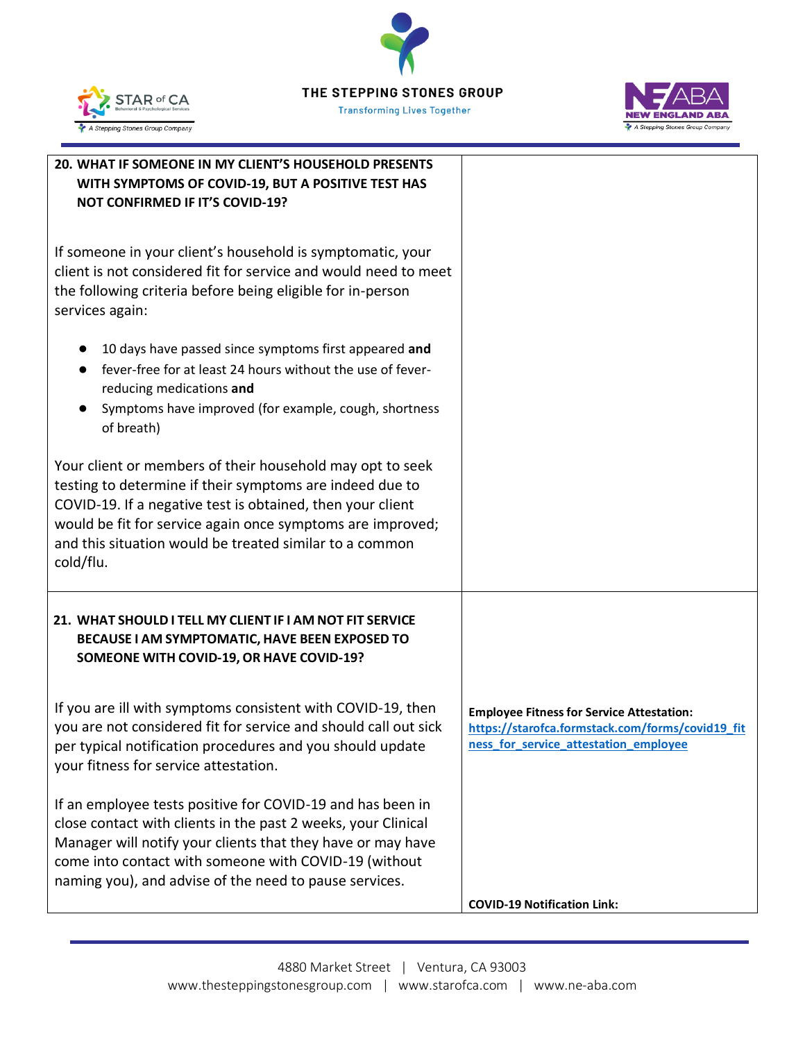| | |
|---|---|
| **20. WHAT IF SOMEONE IN MY CLIENT'S HOUSEHOLD PRESENTS WITH SYMPTOMS OF COVID-19, BUT A POSITIVE TEST HAS NOT CONFIRMED IF IT'S COVID-19?**<br><br>If someone in your client's household is symptomatic, your client is not considered fit for service and would need to meet the following criteria before being eligible for in-person services again:<br><br>● 10 days have passed since symptoms first appeared **and**<br>● fever-free for at least 24 hours without the use of fever-reducing medications **and**<br>● Symptoms have improved (for example, cough, shortness of breath)<br><br>Your client or members of their household may opt to seek testing to determine if their symptoms are indeed due to COVID-19. If a negative test is obtained, then your client would be fit for service again once symptoms are improved; and this situation would be treated similar to a common cold/flu. | |
| **21. WHAT SHOULD I TELL MY CLIENT IF I AM NOT FIT SERVICE BECAUSE I AM SYMPTOMATIC, HAVE BEEN EXPOSED TO SOMEONE WITH COVID-19, OR HAVE COVID-19?**<br><br>If you are ill with symptoms consistent with COVID-19, then you are not considered fit for service and should call out sick per typical notification procedures and you should update your fitness for service attestation.<br><br>If an employee tests positive for COVID-19 and has been in close contact with clients in the past 2 weeks, your Clinical Manager will notify your clients that they have or may have come into contact with someone with COVID-19 (without naming you), and advise of the need to pause services. | **Employee Fitness for Service Attestation:** https://starofca.formstack.com/forms/covid19_fitness_for_service_attestation_employee<br><br>**COVID-19 Notification Link:** |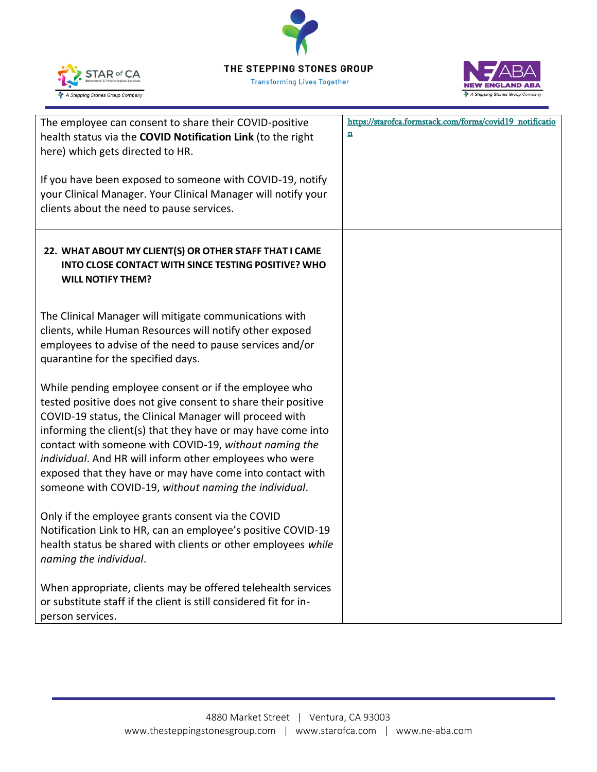| | |
|---|---|
| The employee can consent to share their COVID-positive health status via the **COVID Notification Link** (to the right here) which gets directed to HR.<br><br>If you have been exposed to someone with COVID-19, notify your Clinical Manager. Your Clinical Manager will notify your clients about the need to pause services. | https://starofca.formstack.com/forms/covid19_notification |
| **22. WHAT ABOUT MY CLIENT(S) OR OTHER STAFF THAT I CAME INTO CLOSE CONTACT WITH SINCE TESTING POSITIVE? WHO WILL NOTIFY THEM?**<br><br>The Clinical Manager will mitigate communications with clients, while Human Resources will notify other exposed employees to advise of the need to pause services and/or quarantine for the specified days.<br><br>While pending employee consent or if the employee who tested positive does not give consent to share their positive COVID-19 status, the Clinical Manager will proceed with informing the client(s) that they have or may have come into contact with someone with COVID-19, *without naming the individual*. And HR will inform other employees who were exposed that they have or may have come into contact with someone with COVID-19, *without naming the individual*.<br><br>Only if the employee grants consent via the COVID Notification Link to HR, can an employee's positive COVID-19 health status be shared with clients or other employees *while naming the individual*.<br><br>When appropriate, clients may be offered telehealth services or substitute staff if the client is still considered fit for in-person services. | |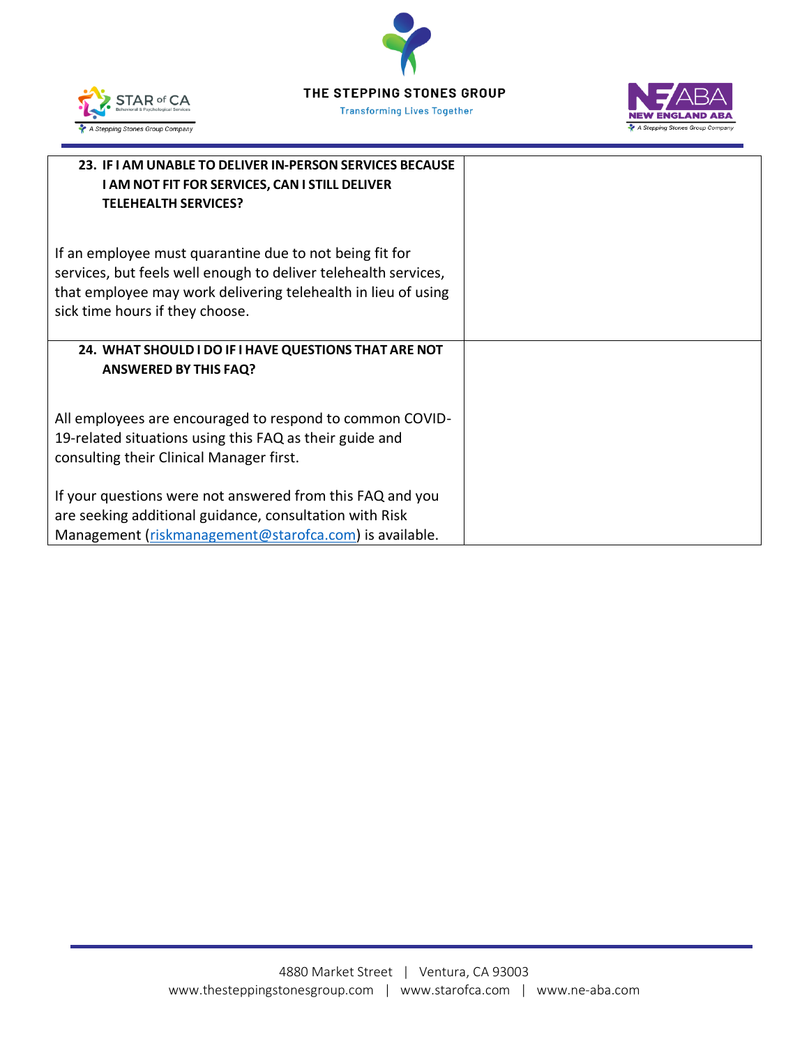| | |
|---|---|
| **23. IF I AM UNABLE TO DELIVER IN-PERSON SERVICES BECAUSE I AM NOT FIT FOR SERVICES, CAN I STILL DELIVER TELEHEALTH SERVICES?**<br><br>If an employee must quarantine due to not being fit for services, but feels well enough to deliver telehealth services, that employee may work delivering telehealth in lieu of using sick time hours if they choose. | |
| **24. WHAT SHOULD I DO IF I HAVE QUESTIONS THAT ARE NOT ANSWERED BY THIS FAQ?**<br><br>All employees are encouraged to respond to common COVID-19-related situations using this FAQ as their guide and consulting their Clinical Manager first.<br><br>If your questions were not answered from this FAQ and you are seeking additional guidance, consultation with Risk Management (riskmanagement@starofca.com) is available. | |